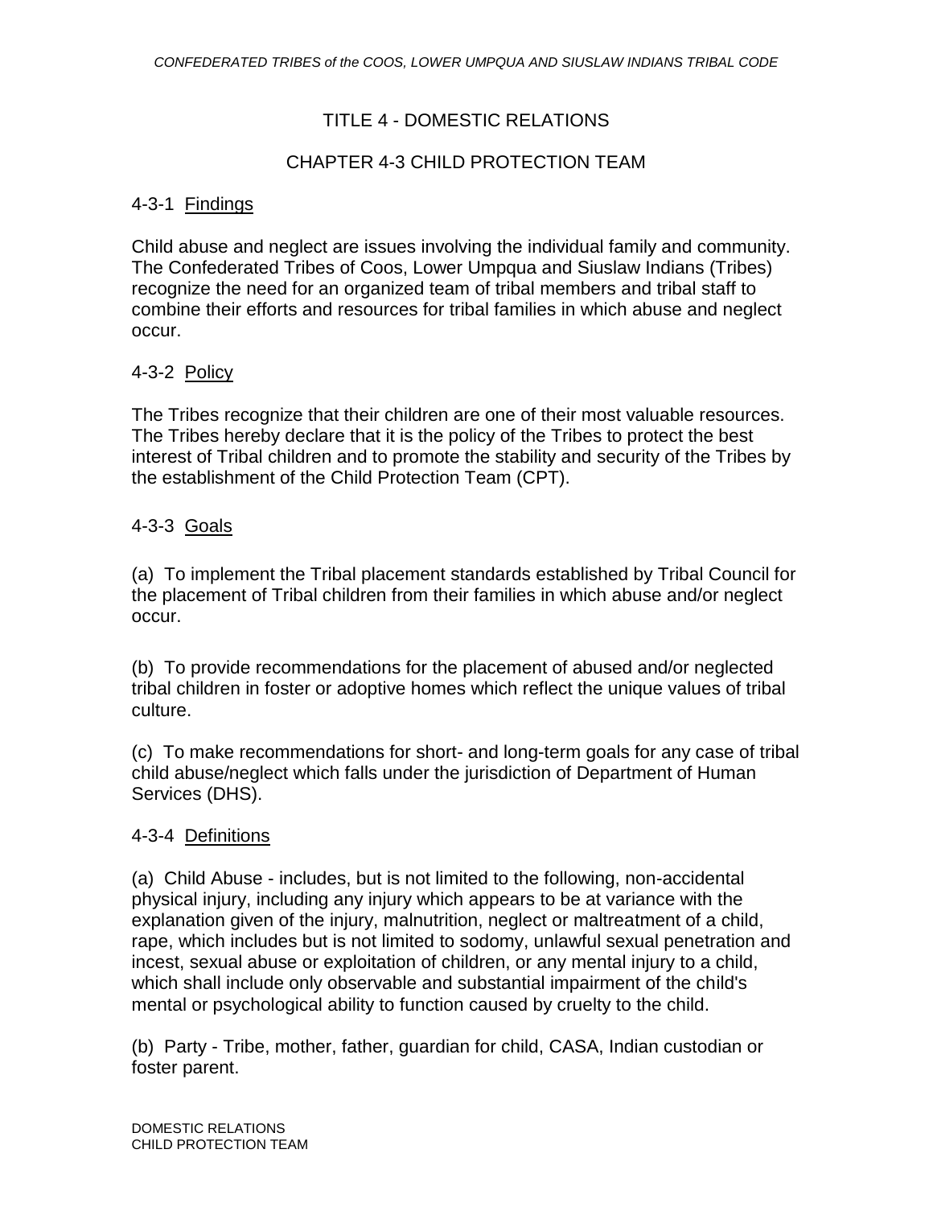# TITLE 4 - DOMESTIC RELATIONS

## CHAPTER 4-3 CHILD PROTECTION TEAM

### 4-3-1 Findings

Child abuse and neglect are issues involving the individual family and community. The Confederated Tribes of Coos, Lower Umpqua and Siuslaw Indians (Tribes) recognize the need for an organized team of tribal members and tribal staff to combine their efforts and resources for tribal families in which abuse and neglect occur.

### 4-3-2 Policy

The Tribes recognize that their children are one of their most valuable resources. The Tribes hereby declare that it is the policy of the Tribes to protect the best interest of Tribal children and to promote the stability and security of the Tribes by the establishment of the Child Protection Team (CPT).

### 4-3-3 Goals

(a) To implement the Tribal placement standards established by Tribal Council for the placement of Tribal children from their families in which abuse and/or neglect occur.

(b) To provide recommendations for the placement of abused and/or neglected tribal children in foster or adoptive homes which reflect the unique values of tribal culture.

(c) To make recommendations for short- and long-term goals for any case of tribal child abuse/neglect which falls under the jurisdiction of Department of Human Services (DHS).

### 4-3-4 Definitions

(a) Child Abuse - includes, but is not limited to the following, non-accidental physical injury, including any injury which appears to be at variance with the explanation given of the injury, malnutrition, neglect or maltreatment of a child, rape, which includes but is not limited to sodomy, unlawful sexual penetration and incest, sexual abuse or exploitation of children, or any mental injury to a child, which shall include only observable and substantial impairment of the child's mental or psychological ability to function caused by cruelty to the child.

(b) Party - Tribe, mother, father, guardian for child, CASA, Indian custodian or foster parent.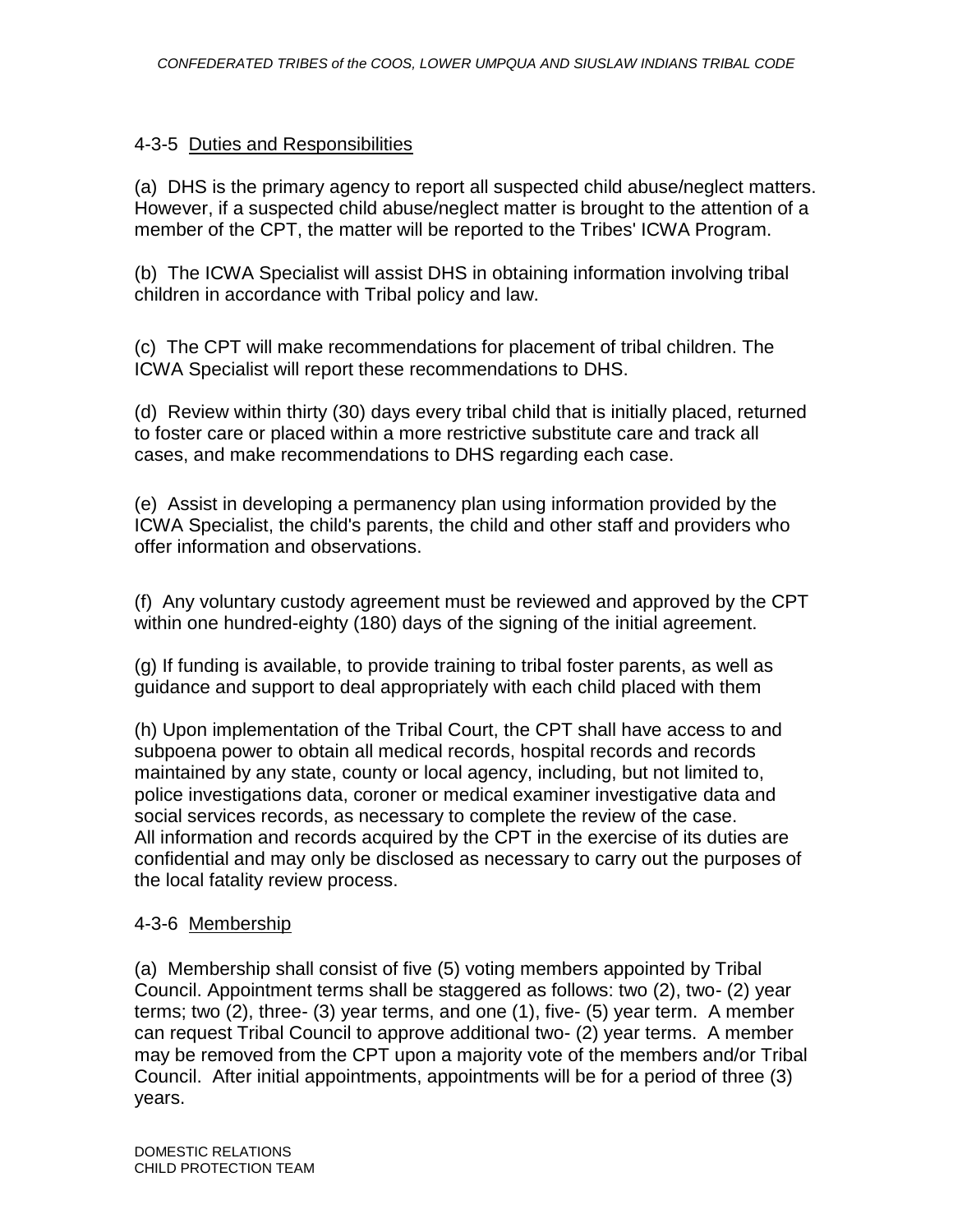4-3-5 Duties and Responsibilities

(a) DHS is the primary agency to report all suspected child abuse/neglect matters. However, if a suspected child abuse/neglect matter is brought to the attention of a member of the CPT, the matter will be reported to the Tribes' ICWA Program.

(b) The ICWA Specialist will assist DHS in obtaining information involving tribal children in accordance with Tribal policy and law.

(c) The CPT will make recommendations for placement of tribal children. The ICWA Specialist will report these recommendations to DHS.

(d) Review within thirty (30) days every tribal child that is initially placed, returned to foster care or placed within a more restrictive substitute care and track all cases, and make recommendations to DHS regarding each case.

(e) Assist in developing a permanency plan using information provided by the ICWA Specialist, the child's parents, the child and other staff and providers who offer information and observations.

(f) Any voluntary custody agreement must be reviewed and approved by the CPT within one hundred-eighty (180) days of the signing of the initial agreement.

(g) If funding is available, to provide training to tribal foster parents, as well as guidance and support to deal appropriately with each child placed with them

(h) Upon implementation of the Tribal Court, the CPT shall have access to and subpoena power to obtain all medical records, hospital records and records maintained by any state, county or local agency, including, but not limited to, police investigations data, coroner or medical examiner investigative data and social services records, as necessary to complete the review of the case. All information and records acquired by the CPT in the exercise of its duties are confidential and may only be disclosed as necessary to carry out the purposes of the local fatality review process.

4-3-6 Membership

(a) Membership shall consist of five (5) voting members appointed by Tribal Council. Appointment terms shall be staggered as follows: two (2), two- (2) year terms; two (2), three- (3) year terms, and one (1), five- (5) year term. A member can request Tribal Council to approve additional two- (2) year terms. A member may be removed from the CPT upon a majority vote of the members and/or Tribal Council. After initial appointments, appointments will be for a period of three (3) years.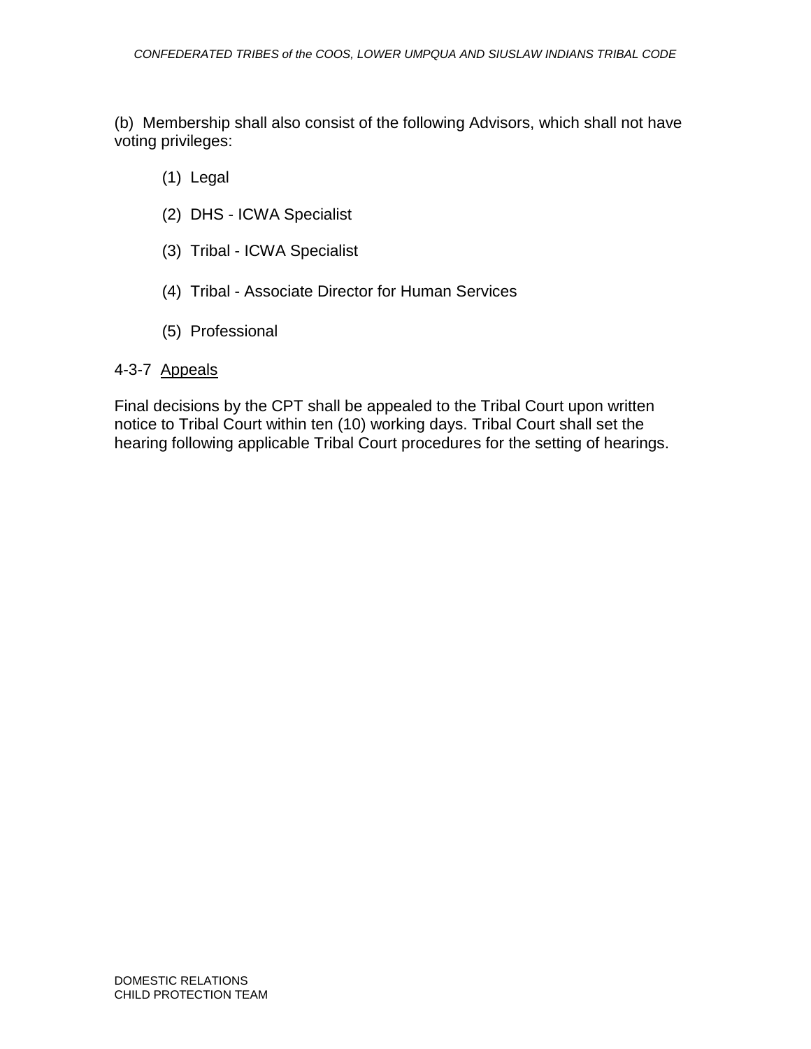(b) Membership shall also consist of the following Advisors, which shall not have voting privileges:

(1) Legal

(2) DHS - ICWA Specialist

(3) Tribal - ICWA Specialist

(4) Tribal - Associate Director for Human Services

(5) Professional

4-3-7 Appeals

Final decisions by the CPT shall be appealed to the Tribal Court upon written notice to Tribal Court within ten (10) working days. Tribal Court shall set the hearing following applicable Tribal Court procedures for the setting of hearings.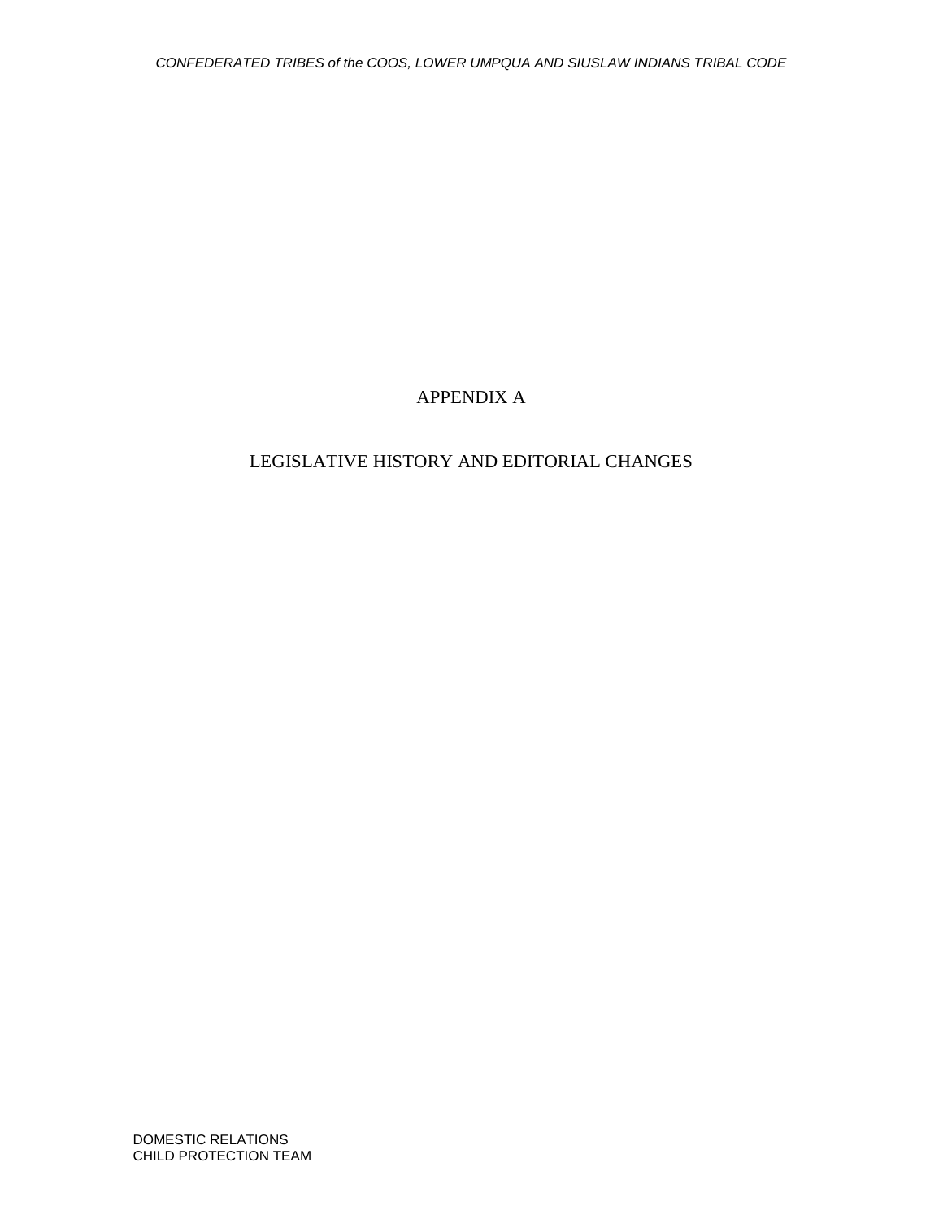# APPENDIX A

## LEGISLATIVE HISTORY AND EDITORIAL CHANGES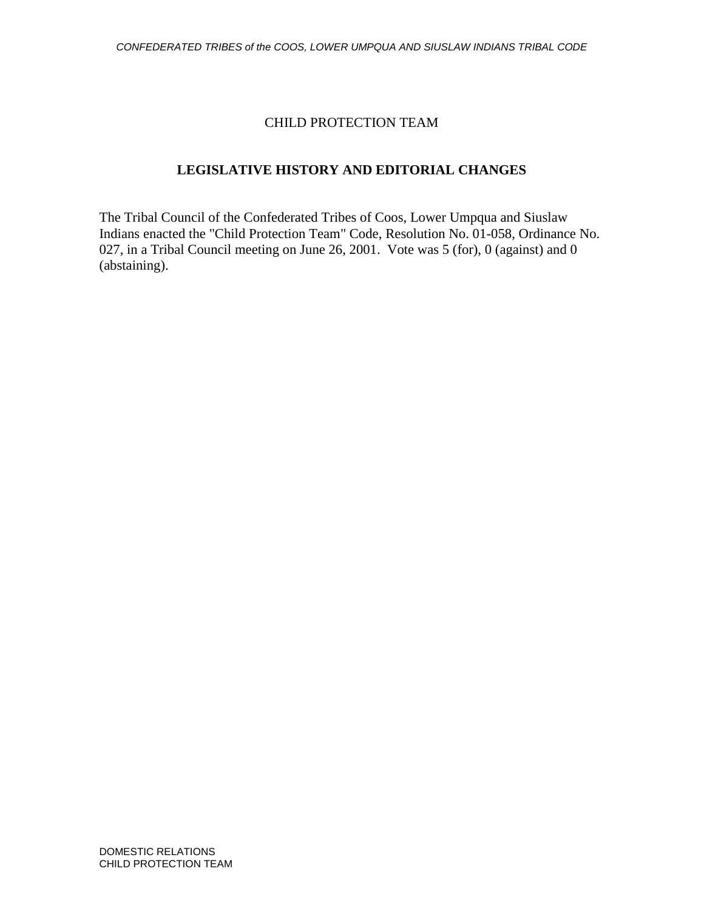CHILD PROTECTION TEAM

## LEGISLATIVE HISTORY AND EDITORIAL CHANGES

The Tribal Council of the Confederated Tribes of Coos, Lower Umpqua and Siuslaw Indians enacted the "Child Protection Team" Code, Resolution No. 01-058, Ordinance No. 027, in a Tribal Council meeting on June 26, 2001. Vote was 5 (for), 0 (against) and 0 (abstaining).